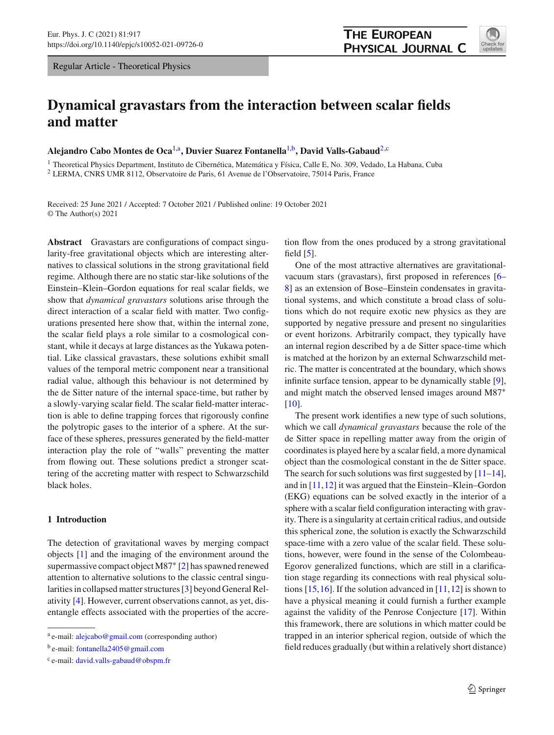Regular Article - Theoretical Physics

# Dynamical gravastars from the interaction between scalar fields and matter

**Alejandro Cabo Montes de Oca**[1,a], **Duvier Suarez Fontanella**[1,b], **David Valls-Gabaud**[2,c]

[1] Theoretical Physics Department, Instituto de Cibernética, Matemática y Física, Calle E, No. 309, Vedado, La Habana, Cuba
[2] LERMA, CNRS UMR 8112, Observatoire de Paris, 61 Avenue de l'Observatoire, 75014 Paris, France

Received: 25 June 2021 / Accepted: 7 October 2021 / Published online: 19 October 2021
© The Author(s) 2021

**Abstract** Gravastars are configurations of compact singularity-free gravitational objects which are interesting alternatives to classical solutions in the strong gravitational field regime. Although there are no static star-like solutions of the Einstein–Klein–Gordon equations for real scalar fields, we show that *dynamical gravastars* solutions arise through the direct interaction of a scalar field with matter. Two configurations presented here show that, within the internal zone, the scalar field plays a role similar to a cosmological constant, while it decays at large distances as the Yukawa potential. Like classical gravastars, these solutions exhibit small values of the temporal metric component near a transitional radial value, although this behaviour is not determined by the de Sitter nature of the internal space-time, but rather by a slowly-varying scalar field. The scalar field-matter interaction is able to define trapping forces that rigorously confine the polytropic gases to the interior of a sphere. At the surface of these spheres, pressures generated by the field-matter interaction play the role of "walls" preventing the matter from flowing out. These solutions predict a stronger scattering of the accreting matter with respect to Schwarzschild black holes.

## 1 Introduction

The detection of gravitational waves by merging compact objects [1] and the imaging of the environment around the supermassive compact object M87* [2] has spawned renewed attention to alternative solutions to the classic central singularities in collapsed matter structures [3] beyond General Relativity [4]. However, current observations cannot, as yet, disentangle effects associated with the properties of the accretion flow from the ones produced by a strong gravitational field [5].

One of the most attractive alternatives are gravitational-vacuum stars (gravastars), first proposed in references [6–8] as an extension of Bose–Einstein condensates in gravitational systems, and which constitute a broad class of solutions which do not require exotic new physics as they are supported by negative pressure and present no singularities or event horizons. Arbitrarily compact, they typically have an internal region described by a de Sitter space-time which is matched at the horizon by an external Schwarzschild metric. The matter is concentrated at the boundary, which shows infinite surface tension, appear to be dynamically stable [9], and might match the observed lensed images around M87* [10].

The present work identifies a new type of such solutions, which we call *dynamical gravastars* because the role of the de Sitter space in repelling matter away from the origin of coordinates is played here by a scalar field, a more dynamical object than the cosmological constant in the de Sitter space. The search for such solutions was first suggested by [11–14], and in [11,12] it was argued that the Einstein–Klein–Gordon (EKG) equations can be solved exactly in the interior of a sphere with a scalar field configuration interacting with gravity. There is a singularity at certain critical radius, and outside this spherical zone, the solution is exactly the Schwarzschild space-time with a zero value of the scalar field. These solutions, however, were found in the sense of the Colombeau-Egorov generalized functions, which are still in a clarification stage regarding its connections with real physical solutions [15,16]. If the solution advanced in [11,12] is shown to have a physical meaning it could furnish a further example against the validity of the Penrose Conjecture [17]. Within this framework, there are solutions in which matter could be trapped in an interior spherical region, outside of which the field reduces gradually (but within a relatively short distance)

---

[a] e-mail: alejcabo@gmail.com (corresponding author)
[b] e-mail: fontanella2405@gmail.com
[c] e-mail: david.valls-gabaud@obspm.fr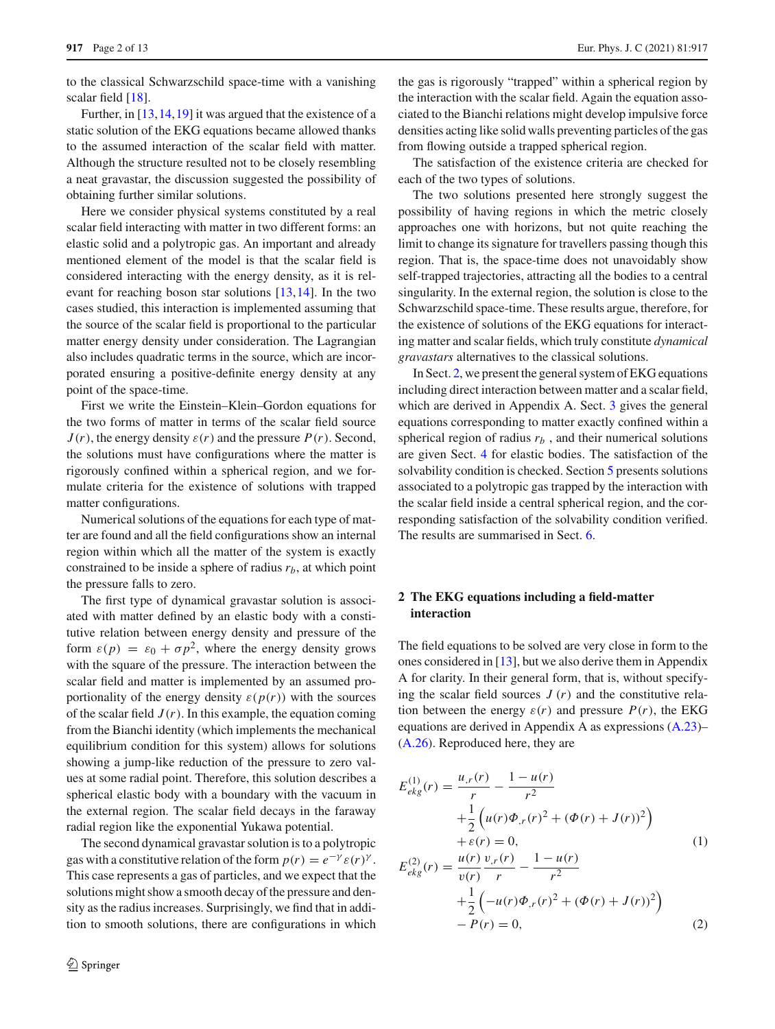to the classical Schwarzschild space-time with a vanishing scalar field [18].

Further, in [13,14,19] it was argued that the existence of a static solution of the EKG equations became allowed thanks to the assumed interaction of the scalar field with matter. Although the structure resulted not to be closely resembling a neat gravastar, the discussion suggested the possibility of obtaining further similar solutions.

Here we consider physical systems constituted by a real scalar field interacting with matter in two different forms: an elastic solid and a polytropic gas. An important and already mentioned element of the model is that the scalar field is considered interacting with the energy density, as it is relevant for reaching boson star solutions [13,14]. In the two cases studied, this interaction is implemented assuming that the source of the scalar field is proportional to the particular matter energy density under consideration. The Lagrangian also includes quadratic terms in the source, which are incorporated ensuring a positive-definite energy density at any point of the space-time.

First we write the Einstein–Klein–Gordon equations for the two forms of matter in terms of the scalar field source $J(r)$, the energy density $\varepsilon(r)$ and the pressure $P(r)$. Second, the solutions must have configurations where the matter is rigorously confined within a spherical region, and we formulate criteria for the existence of solutions with trapped matter configurations.

Numerical solutions of the equations for each type of matter are found and all the field configurations show an internal region within which all the matter of the system is exactly constrained to be inside a sphere of radius $r_b$, at which point the pressure falls to zero.

The first type of dynamical gravastar solution is associated with matter defined by an elastic body with a constitutive relation between energy density and pressure of the form $\varepsilon(p) = \varepsilon_0 + \sigma p^2$, where the energy density grows with the square of the pressure. The interaction between the scalar field and matter is implemented by an assumed proportionality of the energy density $\varepsilon(p(r))$ with the sources of the scalar field $J(r)$. In this example, the equation coming from the Bianchi identity (which implements the mechanical equilibrium condition for this system) allows for solutions showing a jump-like reduction of the pressure to zero values at some radial point. Therefore, this solution describes a spherical elastic body with a boundary with the vacuum in the external region. The scalar field decays in the faraway radial region like the exponential Yukawa potential.

The second dynamical gravastar solution is to a polytropic gas with a constitutive relation of the form $p(r) = e^{-\gamma}\varepsilon(r)^{\gamma}$. This case represents a gas of particles, and we expect that the solutions might show a smooth decay of the pressure and density as the radius increases. Surprisingly, we find that in addition to smooth solutions, there are configurations in which the gas is rigorously "trapped" within a spherical region by the interaction with the scalar field. Again the equation associated to the Bianchi relations might develop impulsive force densities acting like solid walls preventing particles of the gas from flowing outside a trapped spherical region.

The satisfaction of the existence criteria are checked for each of the two types of solutions.

The two solutions presented here strongly suggest the possibility of having regions in which the metric closely approaches one with horizons, but not quite reaching the limit to change its signature for travellers passing though this region. That is, the space-time does not unavoidably show self-trapped trajectories, attracting all the bodies to a central singularity. In the external region, the solution is close to the Schwarzschild space-time. These results argue, therefore, for the existence of solutions of the EKG equations for interacting matter and scalar fields, which truly constitute *dynamical gravastars* alternatives to the classical solutions.

In Sect. 2, we present the general system of EKG equations including direct interaction between matter and a scalar field, which are derived in Appendix A. Sect. 3 gives the general equations corresponding to matter exactly confined within a spherical region of radius $r_b$ , and their numerical solutions are given Sect. 4 for elastic bodies. The satisfaction of the solvability condition is checked. Section 5 presents solutions associated to a polytropic gas trapped by the interaction with the scalar field inside a central spherical region, and the corresponding satisfaction of the solvability condition verified. The results are summarised in Sect. 6.

## 2 The EKG equations including a field-matter interaction

The field equations to be solved are very close in form to the ones considered in [13], but we also derive them in Appendix A for clarity. In their general form, that is, without specifying the scalar field sources $J(r)$ and the constitutive relation between the energy $\varepsilon(r)$ and pressure $P(r)$, the EKG equations are derived in Appendix A as expressions (A.23)–(A.26). Reproduced here, they are

$$
\begin{aligned}
E^{(1)}_{ekg}(r) = {} & \frac{u_{,r}(r)}{r} - \frac{1-u(r)}{r^2} \\
& + \frac{1}{2}\left(u(r)\Phi_{,r}(r)^2 + (\Phi(r)+J(r))^2\right) \\
& + \varepsilon(r) = 0, \qquad (1)
\end{aligned}
$$

$$
\begin{aligned}
E^{(2)}_{ekg}(r) = {} & \frac{u(r)}{v(r)}\frac{v_{,r}(r)}{r} - \frac{1-u(r)}{r^2} \\
& + \frac{1}{2}\left(-u(r)\Phi_{,r}(r)^2 + (\Phi(r)+J(r))^2\right) \\
& - P(r) = 0, \qquad (2)
\end{aligned}
$$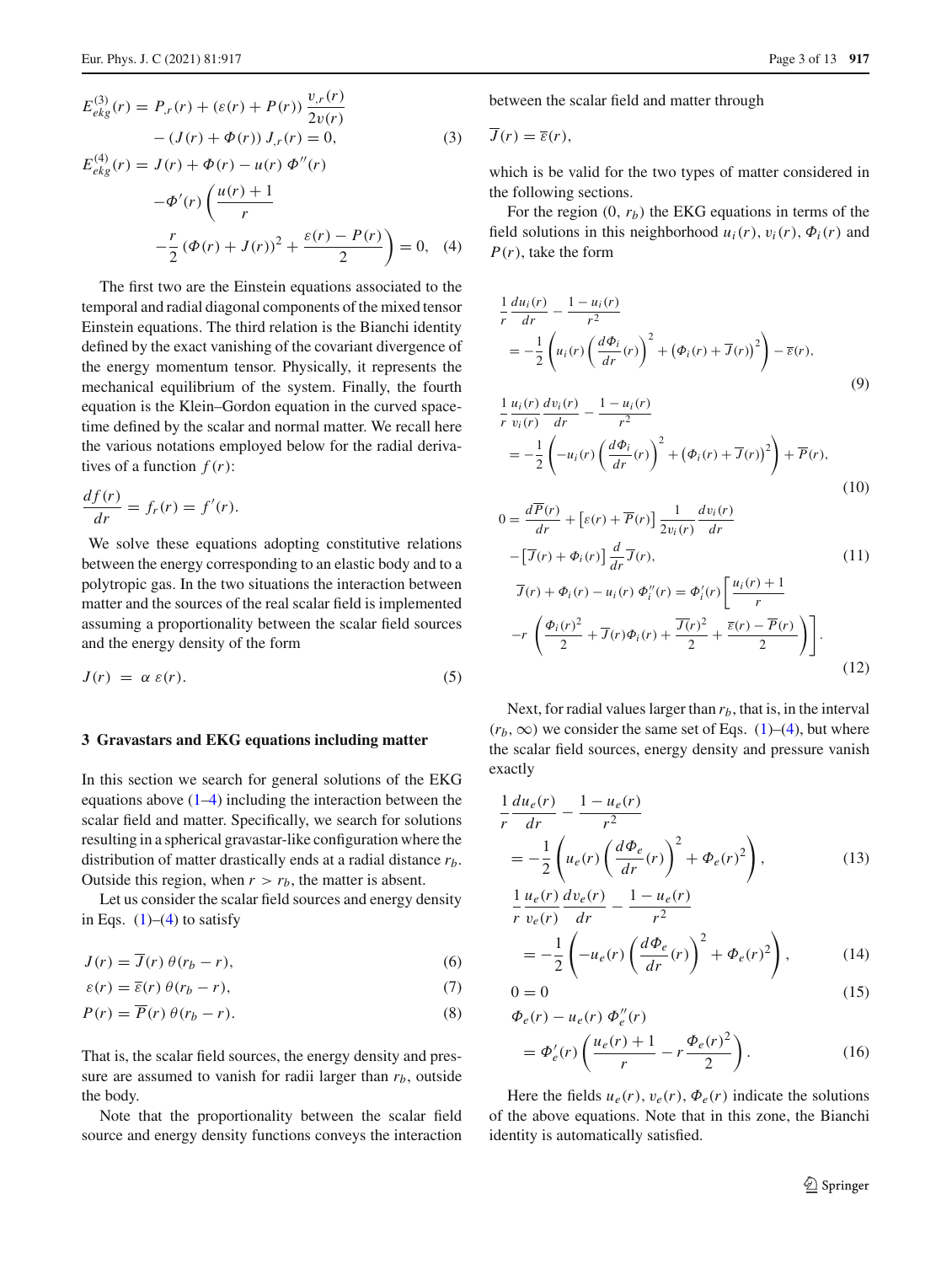$$E^{(3)}_{ekg}(r) = P_{,r}(r) + (\varepsilon(r) + P(r))\,\frac{v_{,r}(r)}{2v(r)} - (J(r) + \Phi(r))\,J_{,r}(r) = 0, \tag{3}$$

$$E^{(4)}_{ekg}(r) = J(r) + \Phi(r) - u(r)\,\Phi''(r) - \Phi'(r)\left(\frac{u(r)+1}{r} - \frac{r}{2}\,(\Phi(r) + J(r))^2 + \frac{\varepsilon(r) - P(r)}{2}\right) = 0, \tag{4}$$

The first two are the Einstein equations associated to the temporal and radial diagonal components of the mixed tensor Einstein equations. The third relation is the Bianchi identity defined by the exact vanishing of the covariant divergence of the energy momentum tensor. Physically, it represents the mechanical equilibrium of the system. Finally, the fourth equation is the Klein–Gordon equation in the curved spacetime defined by the scalar and normal matter. We recall here the various notations employed below for the radial derivatives of a function $f(r)$:

$$\frac{df(r)}{dr} = f_r(r) = f'(r).$$

We solve these equations adopting constitutive relations between the energy corresponding to an elastic body and to a polytropic gas. In the two situations the interaction between matter and the sources of the real scalar field is implemented assuming a proportionality between the scalar field sources and the energy density of the form

$$J(r) \;=\; \alpha\,\varepsilon(r). \tag{5}$$

## 3 Gravastars and EKG equations including matter

In this section we search for general solutions of the EKG equations above (1–4) including the interaction between the scalar field and matter. Specifically, we search for solutions resulting in a spherical gravastar-like configuration where the distribution of matter drastically ends at a radial distance $r_b$. Outside this region, when $r > r_b$, the matter is absent.

Let us consider the scalar field sources and energy density in Eqs. (1)–(4) to satisfy

$$J(r) = \overline{J}(r)\,\theta(r_b - r), \tag{6}$$

$$\varepsilon(r) = \overline{\varepsilon}(r)\,\theta(r_b - r), \tag{7}$$

$$P(r) = \overline{P}(r)\,\theta(r_b - r). \tag{8}$$

That is, the scalar field sources, the energy density and pressure are assumed to vanish for radii larger than $r_b$, outside the body.

Note that the proportionality between the scalar field source and energy density functions conveys the interaction between the scalar field and matter through

$$\overline{J}(r) = \overline{\varepsilon}(r),$$

which is be valid for the two types of matter considered in the following sections.

For the region $(0,\, r_b)$ the EKG equations in terms of the field solutions in this neighborhood $u_i(r)$, $v_i(r)$, $\Phi_i(r)$ and $P(r)$, take the form

$$\frac{1}{r}\frac{du_i(r)}{dr} - \frac{1-u_i(r)}{r^2} = -\frac{1}{2}\left(u_i(r)\left(\frac{d\Phi_i}{dr}(r)\right)^2 + \left(\Phi_i(r) + \overline{J}(r)\right)^2\right) - \overline{\varepsilon}(r), \tag{9}$$

$$\frac{1}{r}\frac{u_i(r)}{v_i(r)}\frac{dv_i(r)}{dr} - \frac{1-u_i(r)}{r^2} = -\frac{1}{2}\left(-u_i(r)\left(\frac{d\Phi_i}{dr}(r)\right)^2 + \left(\Phi_i(r) + \overline{J}(r)\right)^2\right) + \overline{P}(r), \tag{10}$$

$$0 = \frac{d\overline{P}(r)}{dr} + \left[\varepsilon(r) + \overline{P}(r)\right]\frac{1}{2v_i(r)}\frac{dv_i(r)}{dr} - \left[\overline{J}(r) + \Phi_i(r)\right]\frac{d}{dr}\overline{J}(r), \tag{11}$$

$$\overline{J}(r) + \Phi_i(r) - u_i(r)\,\Phi_i''(r) = \Phi_i'(r)\left[\frac{u_i(r)+1}{r} - r\left(\frac{\Phi_i(r)^2}{2} + \overline{J}(r)\Phi_i(r) + \frac{\overline{J}(r)^2}{2} + \frac{\overline{\varepsilon}(r) - \overline{P}(r)}{2}\right)\right]. \tag{12}$$

Next, for radial values larger than $r_b$, that is, in the interval $(r_b, \infty)$ we consider the same set of Eqs. (1)–(4), but where the scalar field sources, energy density and pressure vanish exactly

$$\frac{1}{r}\frac{du_e(r)}{dr} - \frac{1-u_e(r)}{r^2} = -\frac{1}{2}\left(u_e(r)\left(\frac{d\Phi_e}{dr}(r)\right)^2 + \Phi_e(r)^2\right), \tag{13}$$

$$\frac{1}{r}\frac{u_e(r)}{v_e(r)}\frac{dv_e(r)}{dr} - \frac{1-u_e(r)}{r^2} = -\frac{1}{2}\left(-u_e(r)\left(\frac{d\Phi_e}{dr}(r)\right)^2 + \Phi_e(r)^2\right), \tag{14}$$

$$0 = 0 \tag{15}$$

$$\Phi_e(r) - u_e(r)\,\Phi_e''(r) = \Phi_e'(r)\left(\frac{u_e(r)+1}{r} - r\,\frac{\Phi_e(r)^2}{2}\right). \tag{16}$$

Here the fields $u_e(r)$, $v_e(r)$, $\Phi_e(r)$ indicate the solutions of the above equations. Note that in this zone, the Bianchi identity is automatically satisfied.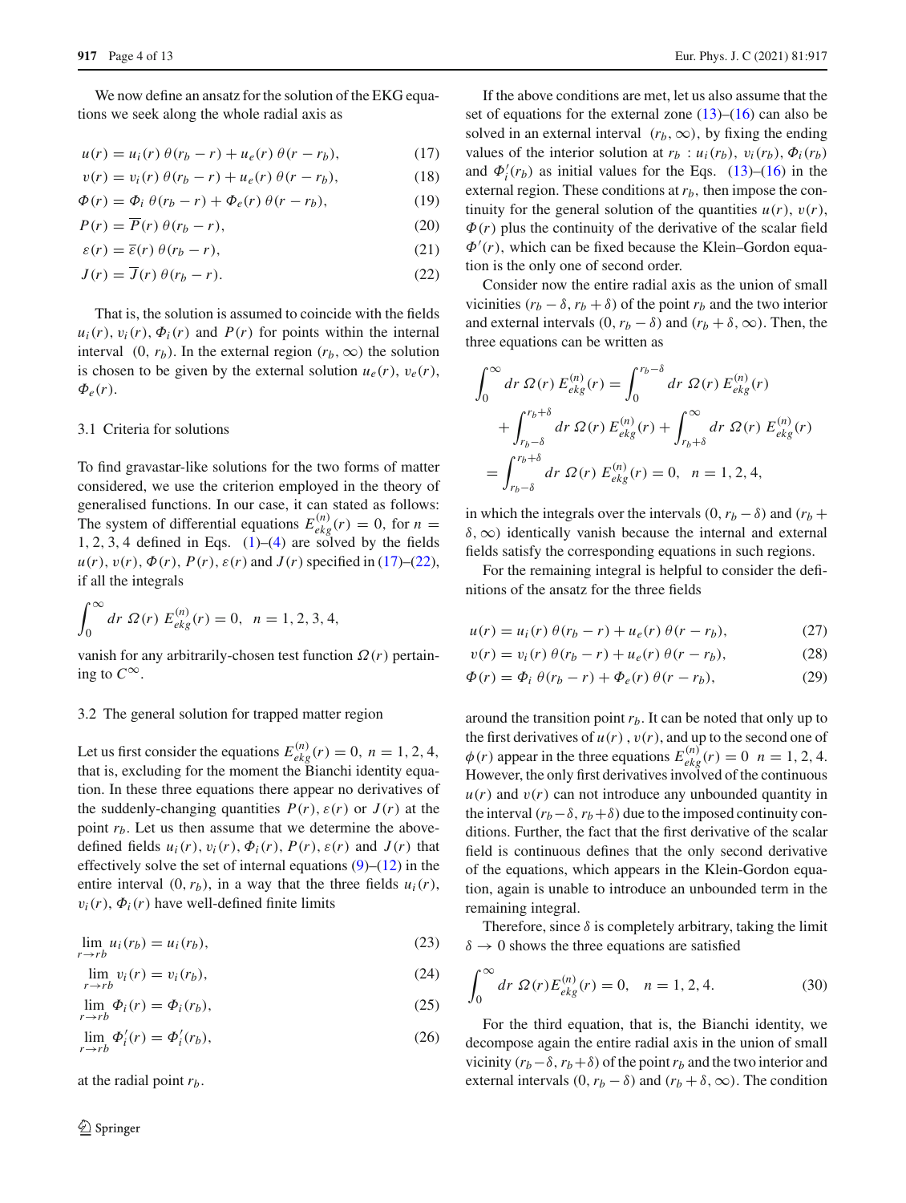We now define an ansatz for the solution of the EKG equations we seek along the whole radial axis as

$$u(r) = u_i(r)\,\theta(r_b - r) + u_e(r)\,\theta(r - r_b), \tag{17}$$

$$v(r) = v_i(r)\,\theta(r_b - r) + u_e(r)\,\theta(r - r_b), \tag{18}$$

$$\Phi(r) = \Phi_i\,\theta(r_b - r) + \Phi_e(r)\,\theta(r - r_b), \tag{19}$$

$$P(r) = \overline{P}(r)\,\theta(r_b - r), \tag{20}$$

$$\varepsilon(r) = \overline{\varepsilon}(r)\,\theta(r_b - r), \tag{21}$$

$$J(r) = \overline{J}(r)\,\theta(r_b - r). \tag{22}$$

That is, the solution is assumed to coincide with the fields $u_i(r)$, $v_i(r)$, $\Phi_i(r)$ and $P(r)$ for points within the internal interval $(0, r_b)$. In the external region $(r_b, \infty)$ the solution is chosen to be given by the external solution $u_e(r)$, $v_e(r)$, $\Phi_e(r)$.

### 3.1 Criteria for solutions

To find gravastar-like solutions for the two forms of matter considered, we use the criterion employed in the theory of generalised functions. In our case, it can stated as follows: The system of differential equations $E^{(n)}_{ekg}(r) = 0$, for $n = 1, 2, 3, 4$ defined in Eqs. (1)–(4) are solved by the fields $u(r)$, $v(r)$, $\Phi(r)$, $P(r)$, $\varepsilon(r)$ and $J(r)$ specified in (17)–(22), if all the integrals

$$\int_0^\infty dr\ \Omega(r)\ E^{(n)}_{ekg}(r) = 0, \quad n = 1, 2, 3, 4,$$

vanish for any arbitrarily-chosen test function $\Omega(r)$ pertaining to $C^\infty$.

### 3.2 The general solution for trapped matter region

Let us first consider the equations $E^{(n)}_{ekg}(r) = 0$, $n = 1, 2, 4$, that is, excluding for the moment the Bianchi identity equation. In these three equations there appear no derivatives of the suddenly-changing quantities $P(r)$, $\varepsilon(r)$ or $J(r)$ at the point $r_b$. Let us then assume that we determine the above-defined fields $u_i(r)$, $v_i(r)$, $\Phi_i(r)$, $P(r)$, $\varepsilon(r)$ and $J(r)$ that effectively solve the set of internal equations (9)–(12) in the entire interval $(0, r_b)$, in a way that the three fields $u_i(r)$, $v_i(r)$, $\Phi_i(r)$ have well-defined finite limits

$$\lim_{r \to rb} u_i(r_b) = u_i(r_b), \tag{23}$$

$$\lim_{r \to rb} v_i(r) = v_i(r_b), \tag{24}$$

$$\lim_{r \to rb} \Phi_i(r) = \Phi_i(r_b), \tag{25}$$

$$\lim_{r \to rb} \Phi_i'(r) = \Phi_i'(r_b), \tag{26}$$

at the radial point $r_b$.

If the above conditions are met, let us also assume that the set of equations for the external zone (13)–(16) can also be solved in an external interval $(r_b, \infty)$, by fixing the ending values of the interior solution at $r_b$ : $u_i(r_b)$, $v_i(r_b)$, $\Phi_i(r_b)$ and $\Phi_i'(r_b)$ as initial values for the Eqs. (13)–(16) in the external region. These conditions at $r_b$, then impose the continuity for the general solution of the quantities $u(r)$, $v(r)$, $\Phi(r)$ plus the continuity of the derivative of the scalar field $\Phi'(r)$, which can be fixed because the Klein–Gordon equation is the only one of second order.

Consider now the entire radial axis as the union of small vicinities $(r_b - \delta, r_b + \delta)$ of the point $r_b$ and the two interior and external intervals $(0, r_b - \delta)$ and $(r_b + \delta, \infty)$. Then, the three equations can be written as

$$\begin{aligned}
\int_0^\infty dr\ \Omega(r)\ E^{(n)}_{ekg}(r) &= \int_0^{r_b - \delta} dr\ \Omega(r)\ E^{(n)}_{ekg}(r) \\
&\quad + \int_{r_b - \delta}^{r_b + \delta} dr\ \Omega(r)\ E^{(n)}_{ekg}(r) + \int_{r_b + \delta}^{\infty} dr\ \Omega(r)\ E^{(n)}_{ekg}(r) \\
&= \int_{r_b - \delta}^{r_b + \delta} dr\ \Omega(r)\ E^{(n)}_{ekg}(r) = 0, \quad n = 1, 2, 4,
\end{aligned}$$

in which the integrals over the intervals $(0, r_b - \delta)$ and $(r_b + \delta, \infty)$ identically vanish because the internal and external fields satisfy the corresponding equations in such regions.

For the remaining integral is helpful to consider the definitions of the ansatz for the three fields

$$u(r) = u_i(r)\,\theta(r_b - r) + u_e(r)\,\theta(r - r_b), \tag{27}$$

$$v(r) = v_i(r)\,\theta(r_b - r) + u_e(r)\,\theta(r - r_b), \tag{28}$$

$$\Phi(r) = \Phi_i\,\theta(r_b - r) + \Phi_e(r)\,\theta(r - r_b), \tag{29}$$

around the transition point $r_b$. It can be noted that only up to the first derivatives of $u(r)$ , $v(r)$, and up to the second one of $\phi(r)$ appear in the three equations $E^{(n)}_{ekg}(r) = 0$ $n = 1, 2, 4$. However, the only first derivatives involved of the continuous $u(r)$ and $v(r)$ can not introduce any unbounded quantity in the interval $(r_b - \delta, r_b + \delta)$ due to the imposed continuity conditions. Further, the fact that the first derivative of the scalar field is continuous defines that the only second derivative of the equations, which appears in the Klein-Gordon equation, again is unable to introduce an unbounded term in the remaining integral.

Therefore, since $\delta$ is completely arbitrary, taking the limit $\delta \to 0$ shows the three equations are satisfied

$$\int_0^\infty dr\ \Omega(r) E^{(n)}_{ekg}(r) = 0, \quad n = 1, 2, 4. \tag{30}$$

For the third equation, that is, the Bianchi identity, we decompose again the entire radial axis in the union of small vicinity $(r_b - \delta, r_b + \delta)$ of the point $r_b$ and the two interior and external intervals $(0, r_b - \delta)$ and $(r_b + \delta, \infty)$. The condition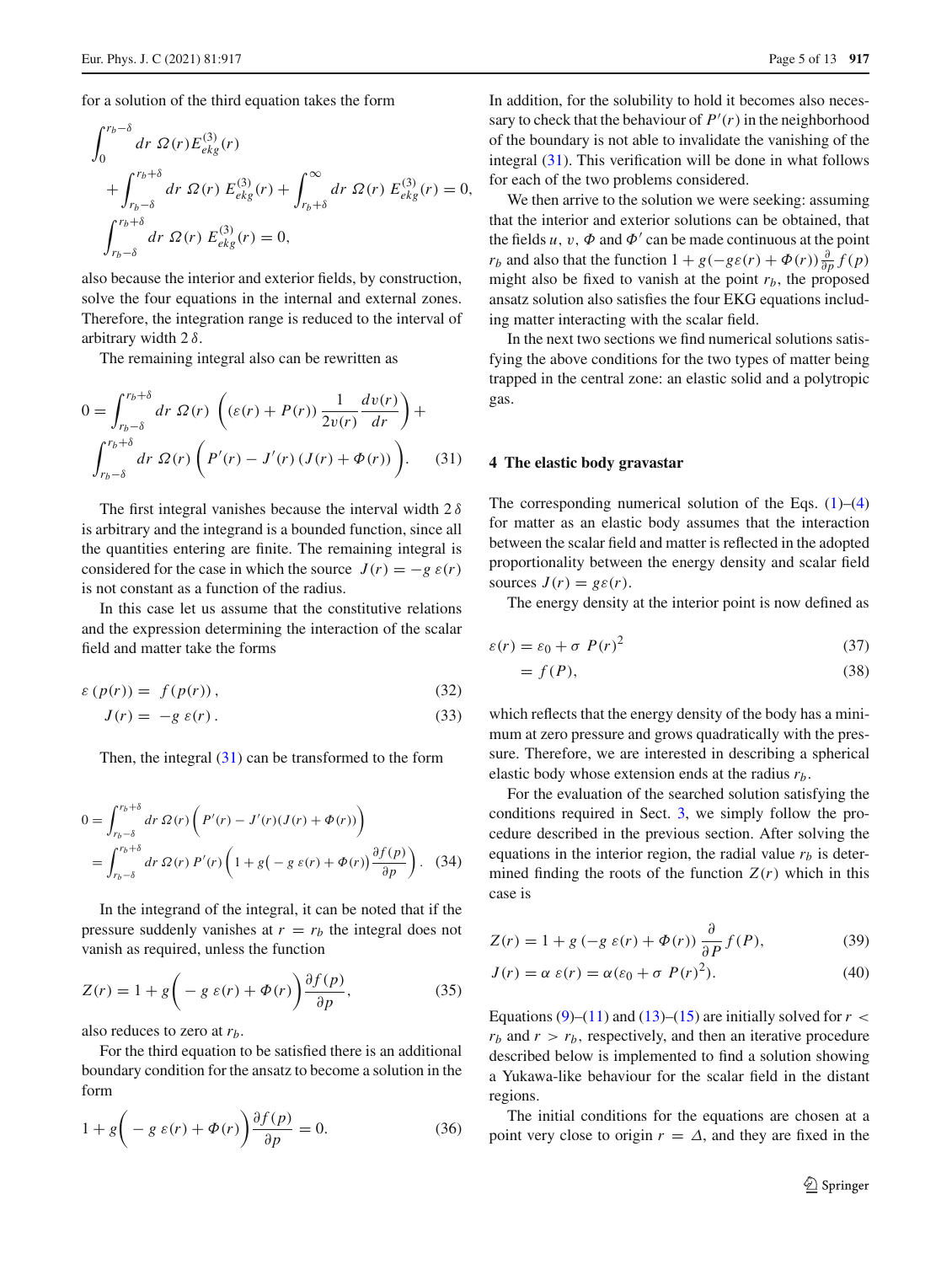for a solution of the third equation takes the form

$$
\int_0^{r_b-\delta} dr\ \Omega(r) E^{(3)}_{ekg}(r) + \int_{r_b-\delta}^{r_b+\delta} dr\ \Omega(r)\ E^{(3)}_{ekg}(r) + \int_{r_b+\delta}^{\infty} dr\ \Omega(r)\ E^{(3)}_{ekg}(r) = 0,
$$

$$
\int_{r_b-\delta}^{r_b+\delta} dr\ \Omega(r)\ E^{(3)}_{ekg}(r) = 0,
$$

also because the interior and exterior fields, by construction, solve the four equations in the internal and external zones. Therefore, the integration range is reduced to the interval of arbitrary width $2\,\delta$.

The remaining integral also can be rewritten as

$$
0 = \int_{r_b-\delta}^{r_b+\delta} dr\ \Omega(r)\ \left( (\varepsilon(r) + P(r)) \frac{1}{2v(r)} \frac{dv(r)}{dr} \right) + \int_{r_b-\delta}^{r_b+\delta} dr\ \Omega(r) \left( P'(r) - J'(r)\,(J(r) + \Phi(r)) \right). \tag{31}
$$

The first integral vanishes because the interval width $2\,\delta$ is arbitrary and the integrand is a bounded function, since all the quantities entering are finite. The remaining integral is considered for the case in which the source $J(r) = -g\ \varepsilon(r)$ is not constant as a function of the radius.

In this case let us assume that the constitutive relations and the expression determining the interaction of the scalar field and matter take the forms

$$
\varepsilon\,(p(r)) = f(p(r)), \tag{32}
$$

$$
J(r) = -g\ \varepsilon(r). \tag{33}
$$

Then, the integral (31) can be transformed to the form

$$
\begin{aligned}
0 &= \int_{r_b-\delta}^{r_b+\delta} dr\ \Omega(r) \left( P'(r) - J'(r)(J(r) + \Phi(r)) \right) \\
&= \int_{r_b-\delta}^{r_b+\delta} dr\ \Omega(r)\, P'(r) \left( 1 + g\big( -g\ \varepsilon(r) + \Phi(r)\big) \frac{\partial f(p)}{\partial p} \right).
\end{aligned} \tag{34}
$$

In the integrand of the integral, it can be noted that if the pressure suddenly vanishes at $r = r_b$ the integral does not vanish as required, unless the function

$$
Z(r) = 1 + g\bigg( -g\ \varepsilon(r) + \Phi(r) \bigg) \frac{\partial f(p)}{\partial p}, \tag{35}
$$

also reduces to zero at $r_b$.

For the third equation to be satisfied there is an additional boundary condition for the ansatz to become a solution in the form

$$
1 + g\bigg( -g\ \varepsilon(r) + \Phi(r) \bigg) \frac{\partial f(p)}{\partial p} = 0. \tag{36}
$$

In addition, for the solubility to hold it becomes also necessary to check that the behaviour of $P'(r)$ in the neighborhood of the boundary is not able to invalidate the vanishing of the integral (31). This verification will be done in what follows for each of the two problems considered.

We then arrive to the solution we were seeking: assuming that the interior and exterior solutions can be obtained, that the fields $u$, $v$, $\Phi$ and $\Phi'$ can be made continuous at the point $r_b$ and also that the function $1 + g(-g\varepsilon(r) + \Phi(r))\frac{\partial}{\partial p} f(p)$ might also be fixed to vanish at the point $r_b$, the proposed ansatz solution also satisfies the four EKG equations including matter interacting with the scalar field.

In the next two sections we find numerical solutions satisfying the above conditions for the two types of matter being trapped in the central zone: an elastic solid and a polytropic gas.

## 4 The elastic body gravastar

The corresponding numerical solution of the Eqs. (1)–(4) for matter as an elastic body assumes that the interaction between the scalar field and matter is reflected in the adopted proportionality between the energy density and scalar field sources $J(r) = g\varepsilon(r)$.

The energy density at the interior point is now defined as

$$
\varepsilon(r) = \varepsilon_0 + \sigma\ P(r)^2 \tag{37}
$$

$$
= f(P), \tag{38}
$$

which reflects that the energy density of the body has a minimum at zero pressure and grows quadratically with the pressure. Therefore, we are interested in describing a spherical elastic body whose extension ends at the radius $r_b$.

For the evaluation of the searched solution satisfying the conditions required in Sect. 3, we simply follow the procedure described in the previous section. After solving the equations in the interior region, the radial value $r_b$ is determined finding the roots of the function $Z(r)$ which in this case is

$$
Z(r) = 1 + g\,(-g\ \varepsilon(r) + \Phi(r))\ \frac{\partial}{\partial P} f(P), \tag{39}
$$

$$
J(r) = \alpha\ \varepsilon(r) = \alpha(\varepsilon_0 + \sigma\ P(r)^2). \tag{40}
$$

Equations (9)–(11) and (13)–(15) are initially solved for $r < r_b$ and $r > r_b$, respectively, and then an iterative procedure described below is implemented to find a solution showing a Yukawa-like behaviour for the scalar field in the distant regions.

The initial conditions for the equations are chosen at a point very close to origin $r = \Delta$, and they are fixed in the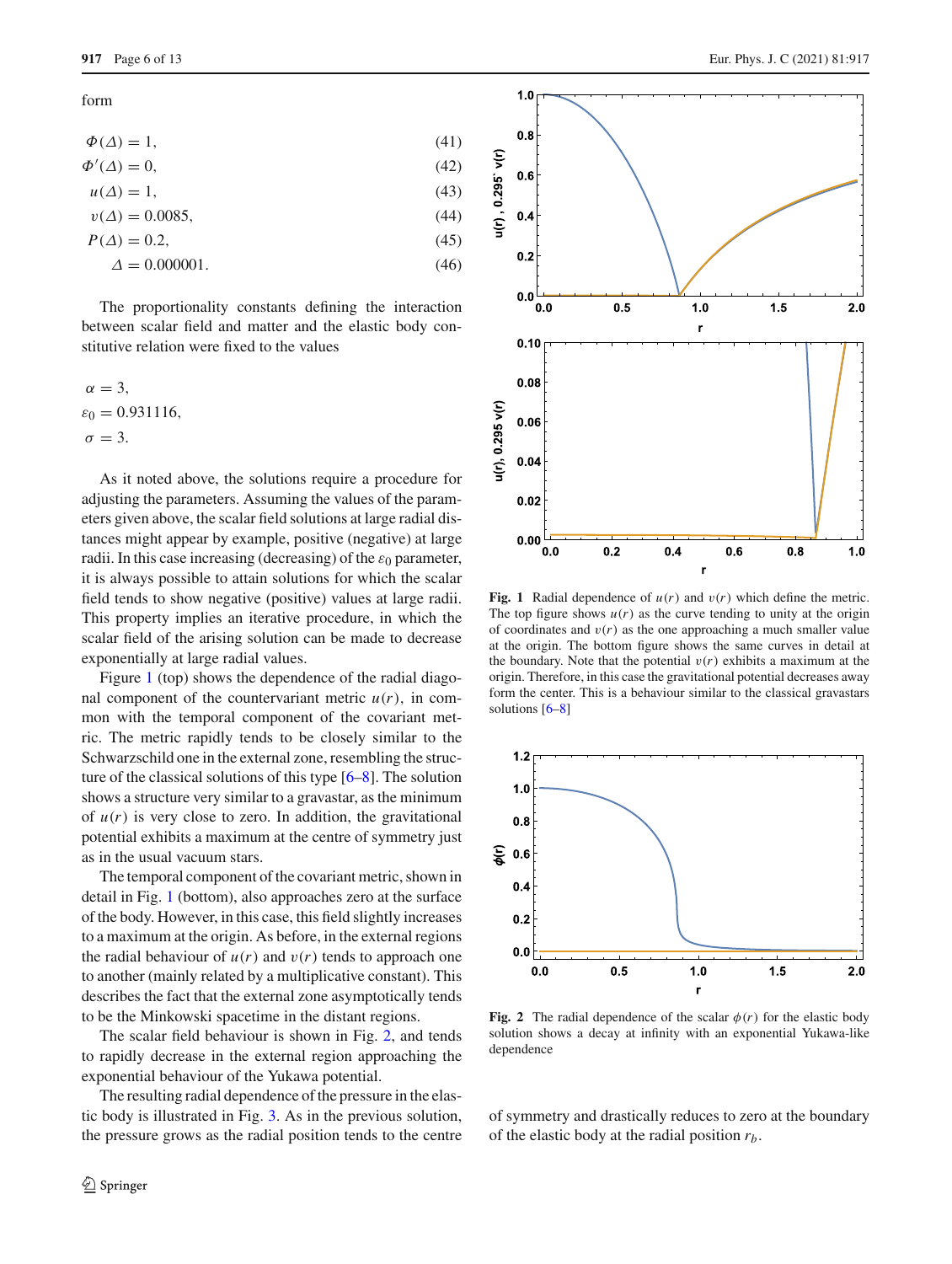form

$$\Phi(\Delta) = 1, \tag{41}$$

$$\Phi'(\Delta) = 0, \tag{42}$$

$$u(\Delta) = 1, \tag{43}$$

$$v(\Delta) = 0.0085, \tag{44}$$

$$P(\Delta) = 0.2, \tag{45}$$

$$\Delta = 0.000001. \tag{46}$$

The proportionality constants defining the interaction between scalar field and matter and the elastic body constitutive relation were fixed to the values

$$\alpha = 3,$$
$$\varepsilon_0 = 0.931116,$$
$$\sigma = 3.$$

As it noted above, the solutions require a procedure for adjusting the parameters. Assuming the values of the parameters given above, the scalar field solutions at large radial distances might appear by example, positive (negative) at large radii. In this case increasing (decreasing) of the $\varepsilon_0$ parameter, it is always possible to attain solutions for which the scalar field tends to show negative (positive) values at large radii. This property implies an iterative procedure, in which the scalar field of the arising solution can be made to decrease exponentially at large radial values.

Figure 1 (top) shows the dependence of the radial diagonal component of the countervariant metric $u(r)$, in common with the temporal component of the covariant metric. The metric rapidly tends to be closely similar to the Schwarzschild one in the external zone, resembling the structure of the classical solutions of this type [6–8]. The solution shows a structure very similar to a gravastar, as the minimum of $u(r)$ is very close to zero. In addition, the gravitational potential exhibits a maximum at the centre of symmetry just as in the usual vacuum stars.

The temporal component of the covariant metric, shown in detail in Fig. 1 (bottom), also approaches zero at the surface of the body. However, in this case, this field slightly increases to a maximum at the origin. As before, in the external regions the radial behaviour of $u(r)$ and $v(r)$ tends to approach one to another (mainly related by a multiplicative constant). This describes the fact that the external zone asymptotically tends to be the Minkowski spacetime in the distant regions.

The scalar field behaviour is shown in Fig. 2, and tends to rapidly decrease in the external region approaching the exponential behaviour of the Yukawa potential.

The resulting radial dependence of the pressure in the elastic body is illustrated in Fig. 3. As in the previous solution, the pressure grows as the radial position tends to the centre of symmetry and drastically reduces to zero at the boundary of the elastic body at the radial position $r_b$.

**Fig. 1** Radial dependence of $u(r)$ and $v(r)$ which define the metric. The top figure shows $u(r)$ as the curve tending to unity at the origin of coordinates and $v(r)$ as the one approaching a much smaller value at the origin. The bottom figure shows the same curves in detail at the boundary. Note that the potential $v(r)$ exhibits a maximum at the origin. Therefore, in this case the gravitational potential decreases away form the center. This is a behaviour similar to the classical gravastars solutions [6–8]

**Fig. 2** The radial dependence of the scalar $\phi(r)$ for the elastic body solution shows a decay at infinity with an exponential Yukawa-like dependence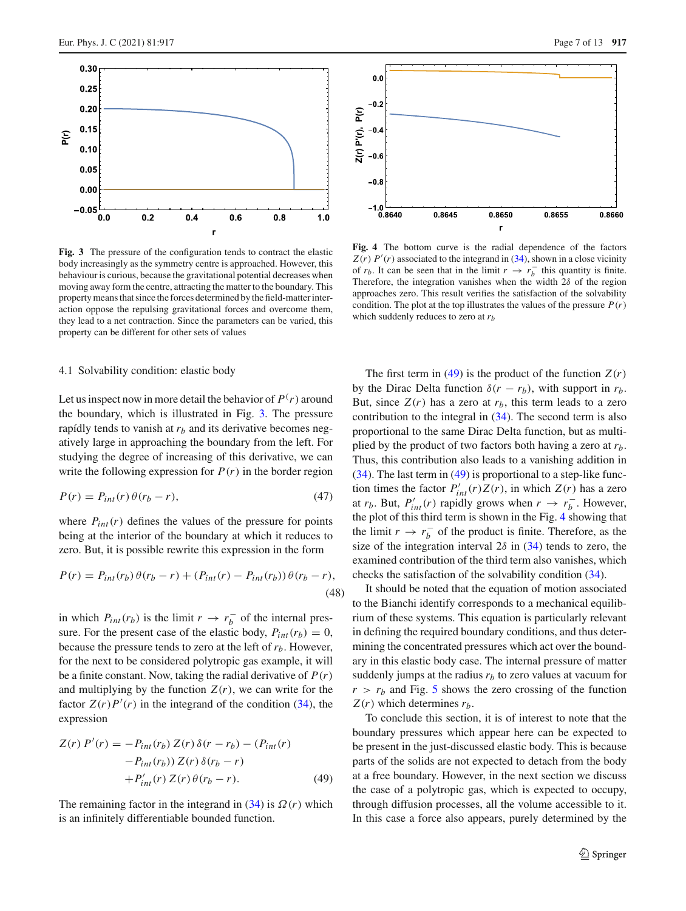**Fig. 3** The pressure of the configuration tends to contract the elastic body increasingly as the symmetry centre is approached. However, this behaviour is curious, because the gravitational potential decreases when moving away form the centre, attracting the matter to the boundary. This property means that since the forces determined by the field-matter interaction oppose the repulsing gravitational forces and overcome them, they lead to a net contraction. Since the parameters can be varied, this property can be different for other sets of values

**Fig. 4** The bottom curve is the radial dependence of the factors $Z(r)\ P'(r)$ associated to the integrand in (34), shown in a close vicinity of $r_b$. It can be seen that in the limit $r \to r_b^-$ this quantity is finite. Therefore, the integration vanishes when the width $2\delta$ of the region approaches zero. This result verifies the satisfaction of the solvability condition. The plot at the top illustrates the values of the pressure $P(r)$ which suddenly reduces to zero at $r_b$

### 4.1 Solvability condition: elastic body

Let us inspect now in more detail the behavior of $P(r)$ around the boundary, which is illustrated in Fig. 3. The pressure rapídly tends to vanish at $r_b$ and its derivative becomes negatively large in approaching the boundary from the left. For studying the degree of increasing of this derivative, we can write the following expression for $P(r)$ in the border region

$$P(r) = P_{int}(r)\,\theta(r_b - r), \tag{47}$$

where $P_{int}(r)$ defines the values of the pressure for points being at the interior of the boundary at which it reduces to zero. But, it is possible rewrite this expression in the form

$$P(r) = P_{int}(r_b)\,\theta(r_b - r) + (P_{int}(r) - P_{int}(r_b))\,\theta(r_b - r), \tag{48}$$

in which $P_{int}(r_b)$ is the limit $r \to r_b^-$ of the internal pressure. For the present case of the elastic body, $P_{int}(r_b) = 0$, because the pressure tends to zero at the left of $r_b$. However, for the next to be considered polytropic gas example, it will be a finite constant. Now, taking the radial derivative of $P(r)$ and multiplying by the function $Z(r)$, we can write for the factor $Z(r)P'(r)$ in the integrand of the condition (34), the expression

$$\begin{aligned} Z(r)\ P'(r) = &-P_{int}(r_b)\,Z(r)\,\delta(r - r_b) - (P_{int}(r) \\ &-P_{int}(r_b))\,Z(r)\,\delta(r_b - r) \\ &+P'_{int}(r)\,Z(r)\,\theta(r_b - r). \end{aligned} \tag{49}$$

The remaining factor in the integrand in (34) is $\Omega(r)$ which is an infinitely differentiable bounded function.

The first term in (49) is the product of the function $Z(r)$ by the Dirac Delta function $\delta(r - r_b)$, with support in $r_b$. But, since $Z(r)$ has a zero at $r_b$, this term leads to a zero contribution to the integral in (34). The second term is also proportional to the same Dirac Delta function, but as multiplied by the product of two factors both having a zero at $r_b$. Thus, this contribution also leads to a vanishing addition in (34). The last term in (49) is proportional to a step-like function times the factor $P'_{int}(r)Z(r)$, in which $Z(r)$ has a zero at $r_b$. But, $P'_{int}(r)$ rapidly grows when $r \to r_b^-$. However, the plot of this third term is shown in the Fig. 4 showing that the limit $r \to r_b^-$ of the product is finite. Therefore, as the size of the integration interval $2\delta$ in (34) tends to zero, the examined contribution of the third term also vanishes, which checks the satisfaction of the solvability condition (34).

It should be noted that the equation of motion associated to the Bianchi identify corresponds to a mechanical equilibrium of these systems. This equation is particularly relevant in defining the required boundary conditions, and thus determining the concentrated pressures which act over the boundary in this elastic body case. The internal pressure of matter suddenly jumps at the radius $r_b$ to zero values at vacuum for $r > r_b$ and Fig. 5 shows the zero crossing of the function $Z(r)$ which determines $r_b$.

To conclude this section, it is of interest to note that the boundary pressures which appear here can be expected to be present in the just-discussed elastic body. This is because parts of the solids are not expected to detach from the body at a free boundary. However, in the next section we discuss the case of a polytropic gas, which is expected to occupy, through diffusion processes, all the volume accessible to it. In this case a force also appears, purely determined by the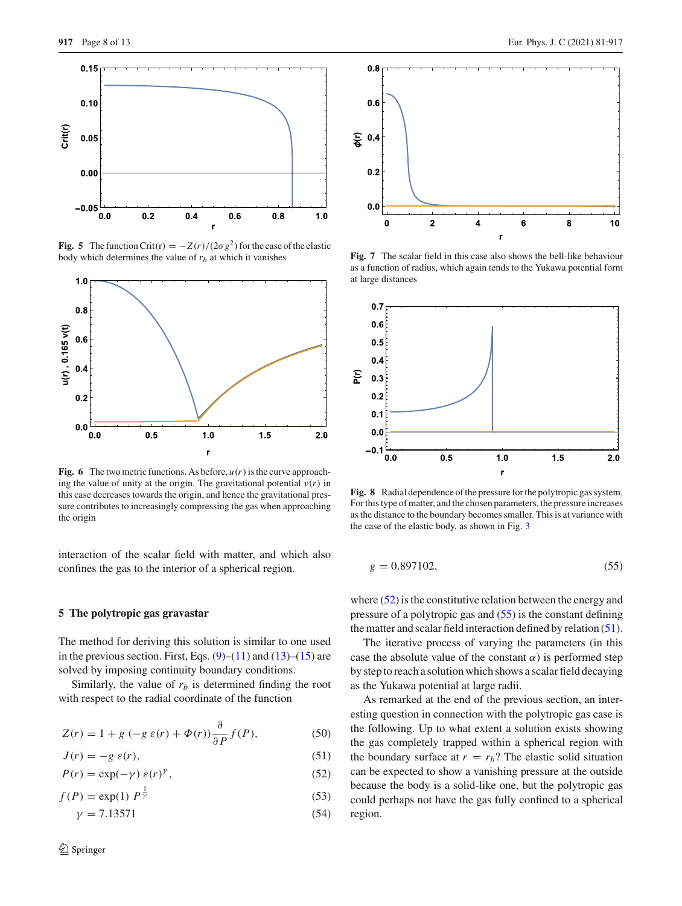Fig. 5 The function $\mathrm{Crit}(r) = -Z(r)/(2\sigma g^2)$ for the case of the elastic body which determines the value of $r_b$ at which it vanishes

Fig. 6 The two metric functions. As before, $u(r)$ is the curve approaching the value of unity at the origin. The gravitational potential $v(r)$ in this case decreases towards the origin, and hence the gravitational pressure contributes to increasingly compressing the gas when approaching the origin

Fig. 7 The scalar field in this case also shows the bell-like behaviour as a function of radius, which again tends to the Yukawa potential form at large distances

Fig. 8 Radial dependence of the pressure for the polytropic gas system. For this type of matter, and the chosen parameters, the pressure increases as the distance to the boundary becomes smaller. This is at variance with the case of the elastic body, as shown in Fig. 3

interaction of the scalar field with matter, and which also confines the gas to the interior of a spherical region.

## 5 The polytropic gas gravastar

The method for deriving this solution is similar to one used in the previous section. First, Eqs. (9)–(11) and (13)–(15) are solved by imposing continuity boundary conditions.

Similarly, the value of $r_b$ is determined finding the root with respect to the radial coordinate of the function

$$Z(r) = 1 + g\,(-g\,\varepsilon(r) + \Phi(r))\frac{\partial}{\partial P}f(P), \tag{50}$$

$$J(r) = -g\,\varepsilon(r), \tag{51}$$

$$P(r) = \exp(-\gamma)\,\varepsilon(r)^{\gamma}, \tag{52}$$

$$f(P) = \exp(1)\;P^{\frac{1}{\gamma}} \tag{53}$$

$$\gamma = 7.13571 \tag{54}$$

$$g = 0.897102, \tag{55}$$

where (52) is the constitutive relation between the energy and pressure of a polytropic gas and (55) is the constant defining the matter and scalar field interaction defined by relation (51).

The iterative process of varying the parameters (in this case the absolute value of the constant $\alpha$) is performed step by step to reach a solution which shows a scalar field decaying as the Yukawa potential at large radii.

As remarked at the end of the previous section, an interesting question in connection with the polytropic gas case is the following. Up to what extent a solution exists showing the gas completely trapped within a spherical region with the boundary surface at $r = r_b$? The elastic solid situation can be expected to show a vanishing pressure at the outside because the body is a solid-like one, but the polytropic gas could perhaps not have the gas fully confined to a spherical region.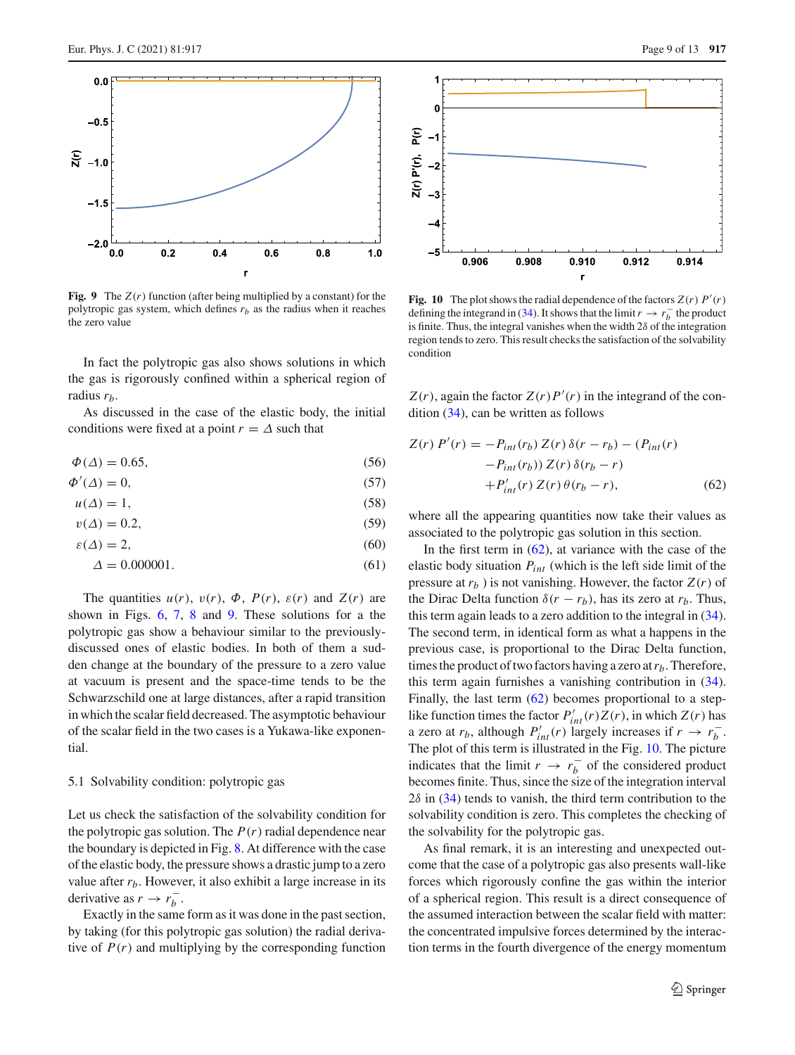**Fig. 9** The $Z(r)$ function (after being multiplied by a constant) for the polytropic gas system, which defines $r_b$ as the radius when it reaches the zero value

**Fig. 10** The plot shows the radial dependence of the factors $Z(r)\,P'(r)$ defining the integrand in (34). It shows that the limit $r \to r_b^-$ the product is finite. Thus, the integral vanishes when the width $2\delta$ of the integration region tends to zero. This result checks the satisfaction of the solvability condition

In fact the polytropic gas also shows solutions in which the gas is rigorously confined within a spherical region of radius $r_b$.

As discussed in the case of the elastic body, the initial conditions were fixed at a point $r = \Delta$ such that

$$\Phi(\Delta) = 0.65, \tag{56}$$

$$\Phi'(\Delta) = 0, \tag{57}$$

$$u(\Delta) = 1, \tag{58}$$

$$v(\Delta) = 0.2, \tag{59}$$

$$\varepsilon(\Delta) = 2, \tag{60}$$

$$\Delta = 0.000001. \tag{61}$$

The quantities $u(r)$, $v(r)$, $\Phi$, $P(r)$, $\varepsilon(r)$ and $Z(r)$ are shown in Figs. 6, 7, 8 and 9. These solutions for a the polytropic gas show a behaviour similar to the previously-discussed ones of elastic bodies. In both of them a sudden change at the boundary of the pressure to a zero value at vacuum is present and the space-time tends to be the Schwarzschild one at large distances, after a rapid transition in which the scalar field decreased. The asymptotic behaviour of the scalar field in the two cases is a Yukawa-like exponential.

### 5.1 Solvability condition: polytropic gas

Let us check the satisfaction of the solvability condition for the polytropic gas solution. The $P(r)$ radial dependence near the boundary is depicted in Fig. 8. At difference with the case of the elastic body, the pressure shows a drastic jump to a zero value after $r_b$. However, it also exhibit a large increase in its derivative as $r \to r_b^-$.

Exactly in the same form as it was done in the past section, by taking (for this polytropic gas solution) the radial derivative of $P(r)$ and multiplying by the corresponding function $Z(r)$, again the factor $Z(r)P'(r)$ in the integrand of the condition (34), can be written as follows

$$\begin{aligned} Z(r)\,P'(r) = &-P_{int}(r_b)\,Z(r)\,\delta(r-r_b) - (P_{int}(r) \\ &-P_{int}(r_b))\,Z(r)\,\delta(r_b-r) \\ &+P'_{int}(r)\,Z(r)\,\theta(r_b-r), \end{aligned} \tag{62}$$

where all the appearing quantities now take their values as associated to the polytropic gas solution in this section.

In the first term in (62), at variance with the case of the elastic body situation $P_{int}$ (which is the left side limit of the pressure at $r_b$ ) is not vanishing. However, the factor $Z(r)$ of the Dirac Delta function $\delta(r-r_b)$, has its zero at $r_b$. Thus, this term again leads to a zero addition to the integral in (34). The second term, in identical form as what a happens in the previous case, is proportional to the Dirac Delta function, times the product of two factors having a zero at $r_b$. Therefore, this term again furnishes a vanishing contribution in (34). Finally, the last term (62) becomes proportional to a step-like function times the factor $P'_{int}(r)Z(r)$, in which $Z(r)$ has a zero at $r_b$, although $P'_{int}(r)$ largely increases if $r \to r_b^-$. The plot of this term is illustrated in the Fig. 10. The picture indicates that the limit $r \to r_b^-$ of the considered product becomes finite. Thus, since the size of the integration interval $2\delta$ in (34) tends to vanish, the third term contribution to the solvability condition is zero. This completes the checking of the solvability for the polytropic gas.

As final remark, it is an interesting and unexpected outcome that the case of a polytropic gas also presents wall-like forces which rigorously confine the gas within the interior of a spherical region. This result is a direct consequence of the assumed interaction between the scalar field with matter: the concentrated impulsive forces determined by the interaction terms in the fourth divergence of the energy momentum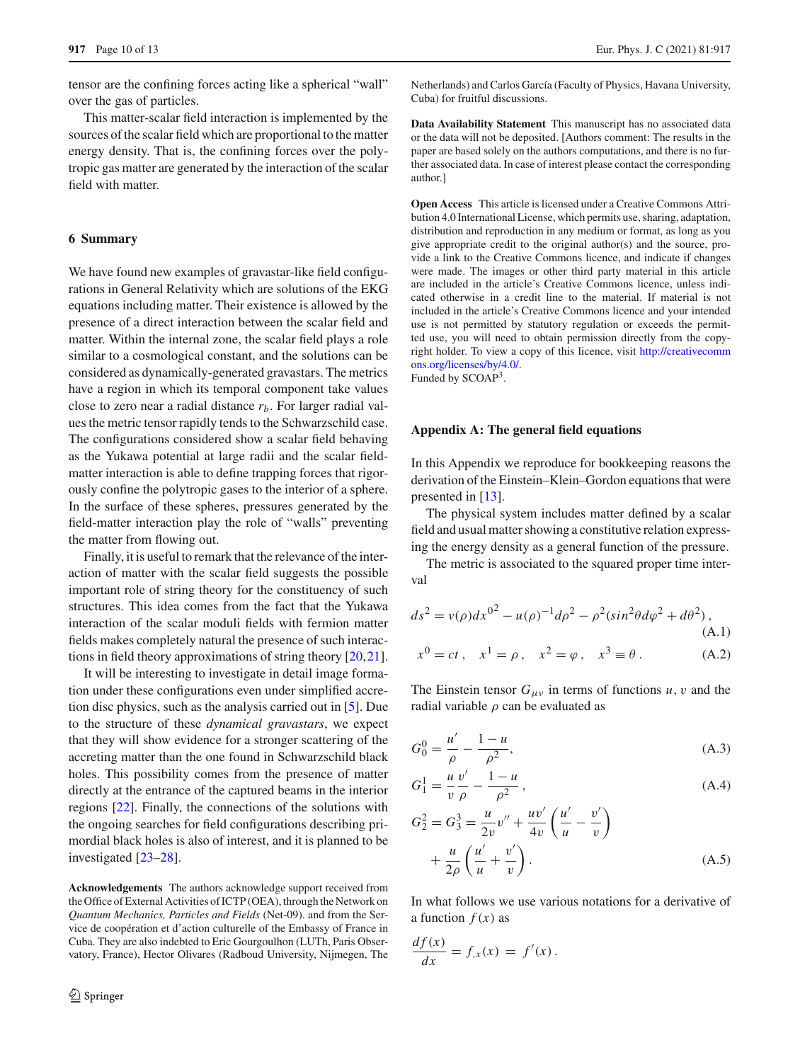tensor are the confining forces acting like a spherical "wall" over the gas of particles.

This matter-scalar field interaction is implemented by the sources of the scalar field which are proportional to the matter energy density. That is, the confining forces over the polytropic gas matter are generated by the interaction of the scalar field with matter.

## 6 Summary

We have found new examples of gravastar-like field configurations in General Relativity which are solutions of the EKG equations including matter. Their existence is allowed by the presence of a direct interaction between the scalar field and matter. Within the internal zone, the scalar field plays a role similar to a cosmological constant, and the solutions can be considered as dynamically-generated gravastars. The metrics have a region in which its temporal component take values close to zero near a radial distance $r_b$. For larger radial values the metric tensor rapidly tends to the Schwarzschild case. The configurations considered show a scalar field behaving as the Yukawa potential at large radii and the scalar field-matter interaction is able to define trapping forces that rigorously confine the polytropic gases to the interior of a sphere. In the surface of these spheres, pressures generated by the field-matter interaction play the role of "walls" preventing the matter from flowing out.

Finally, it is useful to remark that the relevance of the interaction of matter with the scalar field suggests the possible important role of string theory for the constituency of such structures. This idea comes from the fact that the Yukawa interaction of the scalar moduli fields with fermion matter fields makes completely natural the presence of such interactions in field theory approximations of string theory [20,21].

It will be interesting to investigate in detail image formation under these configurations even under simplified accretion disc physics, such as the analysis carried out in [5]. Due to the structure of these *dynamical gravastars*, we expect that they will show evidence for a stronger scattering of the accreting matter than the one found in Schwarzschild black holes. This possibility comes from the presence of matter directly at the entrance of the captured beams in the interior regions [22]. Finally, the connections of the solutions with the ongoing searches for field configurations describing primordial black holes is also of interest, and it is planned to be investigated [23–28].

**Acknowledgements** The authors acknowledge support received from the Office of External Activities of ICTP (OEA), through the Network on *Quantum Mechanics, Particles and Fields* (Net-09). and from the Service de coopération et d'action culturelle of the Embassy of France in Cuba. They are also indebted to Eric Gourgoulhon (LUTh, Paris Observatory, France), Hector Olivares (Radboud University, Nijmegen, The Netherlands) and Carlos García (Faculty of Physics, Havana University, Cuba) for fruitful discussions.

**Data Availability Statement** This manuscript has no associated data or the data will not be deposited. [Authors comment: The results in the paper are based solely on the authors computations, and there is no further associated data. In case of interest please contact the corresponding author.]

**Open Access** This article is licensed under a Creative Commons Attribution 4.0 International License, which permits use, sharing, adaptation, distribution and reproduction in any medium or format, as long as you give appropriate credit to the original author(s) and the source, provide a link to the Creative Commons licence, and indicate if changes were made. The images or other third party material in this article are included in the article's Creative Commons licence, unless indicated otherwise in a credit line to the material. If material is not included in the article's Creative Commons licence and your intended use is not permitted by statutory regulation or exceeds the permitted use, you will need to obtain permission directly from the copyright holder. To view a copy of this licence, visit http://creativecommons.org/licenses/by/4.0/.
Funded by SCOAP[3].

## Appendix A: The general field equations

In this Appendix we reproduce for bookkeeping reasons the derivation of the Einstein–Klein–Gordon equations that were presented in [13].

The physical system includes matter defined by a scalar field and usual matter showing a constitutive relation expressing the energy density as a general function of the pressure.

The metric is associated to the squared proper time interval

$$ds^2 = v(\rho)dx^{0^2} - u(\rho)^{-1}d\rho^2 - \rho^2(sin^2\theta d\varphi^2 + d\theta^2)\,, \tag{A.1}$$

$$x^0 = ct\,, \quad x^1 = \rho\,, \quad x^2 = \varphi\,, \quad x^3 \equiv \theta\,. \tag{A.2}$$

The Einstein tensor $G_{\mu\nu}$ in terms of functions $u$, $v$ and the radial variable $\rho$ can be evaluated as

$$G_0^0 = \frac{u'}{\rho} - \frac{1-u}{\rho^2}, \tag{A.3}$$

$$G_1^1 = \frac{u}{v}\frac{v'}{\rho} - \frac{1-u}{\rho^2}\,, \tag{A.4}$$

$$G_2^2 = G_3^3 = \frac{u}{2v}v'' + \frac{uv'}{4v}\left(\frac{u'}{u} - \frac{v'}{v}\right) + \frac{u}{2\rho}\left(\frac{u'}{u} + \frac{v'}{v}\right). \tag{A.5}$$

In what follows we use various notations for a derivative of a function $f(x)$ as

$$\frac{df(x)}{dx} = f_{,x}(x) = f'(x)\,.$$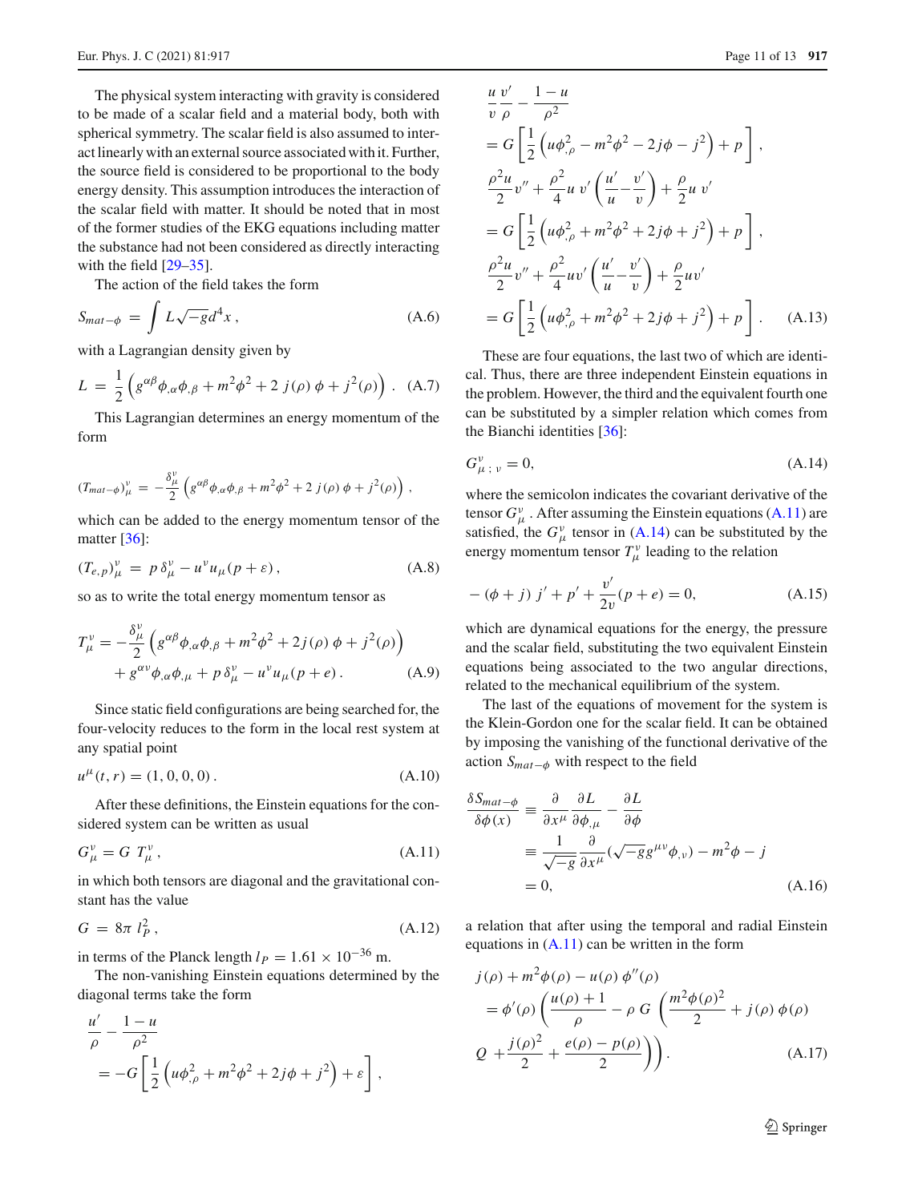The physical system interacting with gravity is considered to be made of a scalar field and a material body, both with spherical symmetry. The scalar field is also assumed to interact linearly with an external source associated with it. Further, the source field is considered to be proportional to the body energy density. This assumption introduces the interaction of the scalar field with matter. It should be noted that in most of the former studies of the EKG equations including matter the substance had not been considered as directly interacting with the field [29–35].

The action of the field takes the form

$$S_{mat-\phi} = \int L\sqrt{-g}d^4x\,, \tag{A.6}$$

with a Lagrangian density given by

$$L = \frac{1}{2}\left(g^{\alpha\beta}\phi_{,\alpha}\phi_{,\beta} + m^2\phi^2 + 2\, j(\rho)\,\phi + j^2(\rho)\right). \tag{A.7}$$

This Lagrangian determines an energy momentum of the form

$$(T_{mat-\phi})^{\nu}_{\mu} = -\frac{\delta^{\nu}_{\mu}}{2}\left(g^{\alpha\beta}\phi_{,\alpha}\phi_{,\beta} + m^2\phi^2 + 2\, j(\rho)\,\phi + j^2(\rho)\right),$$

which can be added to the energy momentum tensor of the matter [36]:

$$(T_{e,p})^{\nu}_{\mu} = p\,\delta^{\nu}_{\mu} - u^{\nu}u_{\mu}(p+\varepsilon)\,, \tag{A.8}$$

so as to write the total energy momentum tensor as

$$\begin{aligned} T^{\nu}_{\mu} = &-\frac{\delta^{\nu}_{\mu}}{2}\left(g^{\alpha\beta}\phi_{,\alpha}\phi_{,\beta} + m^2\phi^2 + 2j(\rho)\,\phi + j^2(\rho)\right) \\ &+ g^{\alpha\nu}\phi_{,\alpha}\phi_{,\mu} + p\,\delta^{\nu}_{\mu} - u^{\nu}u_{\mu}(p+e)\,. \end{aligned} \tag{A.9}$$

Since static field configurations are being searched for, the four-velocity reduces to the form in the local rest system at any spatial point

$$u^{\mu}(t,r) = (1,0,0,0)\,. \tag{A.10}$$

After these definitions, the Einstein equations for the considered system can be written as usual

$$G^{\nu}_{\mu} = G\; T^{\nu}_{\mu}\,, \tag{A.11}$$

in which both tensors are diagonal and the gravitational constant has the value

$$G = 8\pi\; l_P^2\,, \tag{A.12}$$

in terms of the Planck length $l_P = 1.61\times10^{-36}$ m.

The non-vanishing Einstein equations determined by the diagonal terms take the form

$$\begin{aligned}
&\frac{u'}{\rho} - \frac{1-u}{\rho^2} \\
&= -G\left[\frac{1}{2}\left(u\phi_{,\rho}^2 + m^2\phi^2 + 2j\phi + j^2\right) + \varepsilon\right], \\
&\frac{u}{v}\frac{v'}{\rho} - \frac{1-u}{\rho^2} \\
&= G\left[\frac{1}{2}\left(u\phi_{,\rho}^2 - m^2\phi^2 - 2j\phi - j^2\right) + p\right], \\
&\frac{\rho^2 u}{2}v'' + \frac{\rho^2}{4}u\,v'\left(\frac{u'}{u} - \frac{v'}{v}\right) + \frac{\rho}{2}u\,v' \\
&= G\left[\frac{1}{2}\left(u\phi_{,\rho}^2 + m^2\phi^2 + 2j\phi + j^2\right) + p\right], \\
&\frac{\rho^2 u}{2}v'' + \frac{\rho^2}{4}uv'\left(\frac{u'}{u} - \frac{v'}{v}\right) + \frac{\rho}{2}uv' \\
&= G\left[\frac{1}{2}\left(u\phi_{,\rho}^2 + m^2\phi^2 + 2j\phi + j^2\right) + p\right].
\end{aligned} \tag{A.13}$$

These are four equations, the last two of which are identical. Thus, there are three independent Einstein equations in the problem. However, the third and the equivalent fourth one can be substituted by a simpler relation which comes from the Bianchi identities [36]:

$$G^{\nu}_{\mu\,;\,\nu} = 0, \tag{A.14}$$

where the semicolon indicates the covariant derivative of the tensor $G^{\nu}_{\mu}$. After assuming the Einstein equations (A.11) are satisfied, the $G^{\nu}_{\mu}$ tensor in (A.14) can be substituted by the energy momentum tensor $T^{\nu}_{\mu}$ leading to the relation

$$-(\phi + j)\; j' + p' + \frac{v'}{2v}(p+e) = 0, \tag{A.15}$$

which are dynamical equations for the energy, the pressure and the scalar field, substituting the two equivalent Einstein equations being associated to the two angular directions, related to the mechanical equilibrium of the system.

The last of the equations of movement for the system is the Klein-Gordon one for the scalar field. It can be obtained by imposing the vanishing of the functional derivative of the action $S_{mat-\phi}$ with respect to the field

$$\begin{aligned} \frac{\delta S_{mat-\phi}}{\delta\phi(x)} &\equiv \frac{\partial}{\partial x^{\mu}}\frac{\partial L}{\partial\phi_{,\mu}} - \frac{\partial L}{\partial\phi} \\ &\equiv \frac{1}{\sqrt{-g}}\frac{\partial}{\partial x^{\mu}}(\sqrt{-g}g^{\mu\nu}\phi_{,\nu}) - m^2\phi - j \\ &= 0, \end{aligned} \tag{A.16}$$

a relation that after using the temporal and radial Einstein equations in (A.11) can be written in the form

$$\begin{aligned} &j(\rho) + m^2\phi(\rho) - u(\rho)\,\phi''(\rho) \\ &= \phi'(\rho)\left(\frac{u(\rho)+1}{\rho} - \rho\; G\;\left(\frac{m^2\phi(\rho)^2}{2} + j(\rho)\,\phi(\rho)\right.\right. \\ &Q\; \left.\left. + \frac{j(\rho)^2}{2} + \frac{e(\rho)-p(\rho)}{2}\right)\right). \end{aligned} \tag{A.17}$$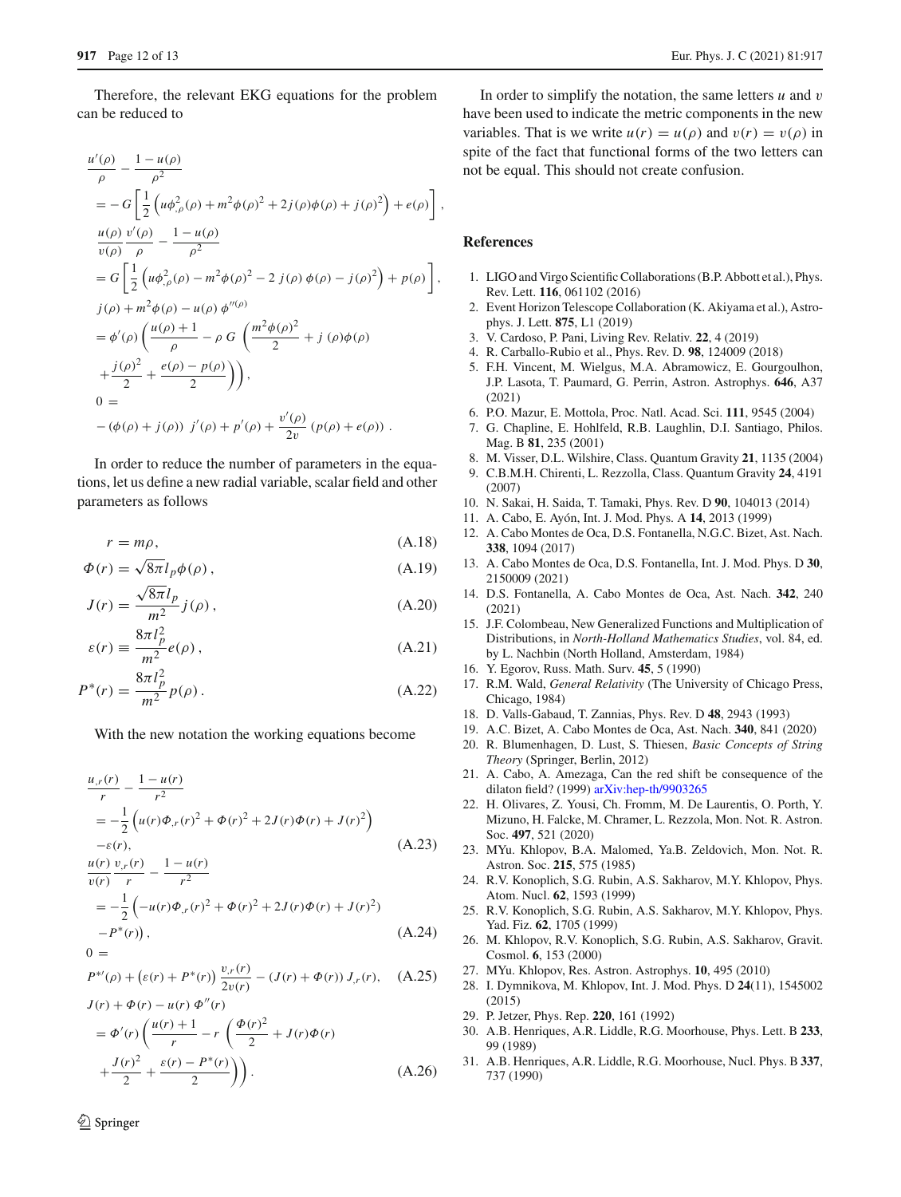Therefore, the relevant EKG equations for the problem can be reduced to

$$
\begin{aligned}
&\frac{u'(\rho)}{\rho}-\frac{1-u(\rho)}{\rho^2} \\
&= -G\left[\frac{1}{2}\left(u\phi_{,\rho}^2(\rho)+m^2\phi(\rho)^2+2j(\rho)\phi(\rho)+j(\rho)^2\right)+e(\rho)\right], \\
&\frac{u(\rho)}{v(\rho)}\frac{v'(\rho)}{\rho}-\frac{1-u(\rho)}{\rho^2} \\
&= G\left[\frac{1}{2}\left(u\phi_{,\rho}^2(\rho)-m^2\phi(\rho)^2-2\,j(\rho)\,\phi(\rho)-j(\rho)^2\right)+p(\rho)\right], \\
&j(\rho)+m^2\phi(\rho)-u(\rho)\,\phi''^{(\rho)} \\
&= \phi'(\rho)\left(\frac{u(\rho)+1}{\rho}-\rho\,G\,\left(\frac{m^2\phi(\rho)^2}{2}+j\,(\rho)\phi(\rho)\right.\right. \\
&\left.\left.+\frac{j(\rho)^2}{2}+\frac{e(\rho)-p(\rho)}{2}\right)\right), \\
&0= \\
&-(\phi(\rho)+j(\rho))\;j'(\rho)+p'(\rho)+\frac{v'(\rho)}{2v}\,(p(\rho)+e(\rho))\;.
\end{aligned}
$$

In order to reduce the number of parameters in the equations, let us define a new radial variable, scalar field and other parameters as follows

$$
r = m\rho, \tag{A.18}
$$

$$
\Phi(r) = \sqrt{8\pi}l_p\phi(\rho)\,, \tag{A.19}
$$

$$
J(r) = \frac{\sqrt{8\pi}l_p}{m^2}j(\rho)\,, \tag{A.20}
$$

$$
\varepsilon(r) \equiv \frac{8\pi l_p^2}{m^2}e(\rho)\,, \tag{A.21}
$$

$$
P^*(r) = \frac{8\pi l_p^2}{m^2}p(\rho)\,. \tag{A.22}
$$

With the new notation the working equations become

$$
\begin{aligned}
&\frac{u_{,r}(r)}{r}-\frac{1-u(r)}{r^2} \\
&= -\frac{1}{2}\left(u(r)\Phi_{,r}(r)^2+\Phi(r)^2+2J(r)\Phi(r)+J(r)^2\right) \\
&-\varepsilon(r),
\end{aligned} \tag{A.23}
$$

$$
\begin{aligned}
&\frac{u(r)}{v(r)}\frac{v_{,r}(r)}{r}-\frac{1-u(r)}{r^2} \\
&= -\frac{1}{2}\left(-u(r)\Phi_{,r}(r)^2+\Phi(r)^2+2J(r)\Phi(r)+J(r)^2\right) \\
&-P^*(r))\,,
\end{aligned} \tag{A.24}
$$

$$
\begin{aligned}
&0= \\
&P^{*\prime}(\rho)+\left(\varepsilon(r)+P^*(r)\right)\frac{v_{,r}(r)}{2v(r)}-(J(r)+\Phi(r))\,J_{,r}(r),
\end{aligned} \tag{A.25}
$$

$$
\begin{aligned}
&J(r)+\Phi(r)-u(r)\,\Phi''(r) \\
&= \Phi'(r)\left(\frac{u(r)+1}{r}-r\,\left(\frac{\Phi(r)^2}{2}+J(r)\Phi(r)\right.\right. \\
&\left.\left.+\frac{J(r)^2}{2}+\frac{\varepsilon(r)-P^*(r)}{2}\right)\right).
\end{aligned} \tag{A.26}
$$

In order to simplify the notation, the same letters $u$ and $v$ have been used to indicate the metric components in the new variables. That is we write $u(r)=u(\rho)$ and $v(r)=v(\rho)$ in spite of the fact that functional forms of the two letters can not be equal. This should not create confusion.

## References

1. LIGO and Virgo Scientific Collaborations (B.P. Abbott et al.), Phys. Rev. Lett. **116**, 061102 (2016)
2. Event Horizon Telescope Collaboration (K. Akiyama et al.), Astrophys. J. Lett. **875**, L1 (2019)
3. V. Cardoso, P. Pani, Living Rev. Relativ. **22**, 4 (2019)
4. R. Carballo-Rubio et al., Phys. Rev. D. **98**, 124009 (2018)
5. F.H. Vincent, M. Wielgus, M.A. Abramowicz, E. Gourgoulhon, J.P. Lasota, T. Paumard, G. Perrin, Astron. Astrophys. **646**, A37 (2021)
6. P.O. Mazur, E. Mottola, Proc. Natl. Acad. Sci. **111**, 9545 (2004)
7. G. Chapline, E. Hohlfeld, R.B. Laughlin, D.I. Santiago, Philos. Mag. B **81**, 235 (2001)
8. M. Visser, D.L. Wilshire, Class. Quantum Gravity **21**, 1135 (2004)
9. C.B.M.H. Chirenti, L. Rezzolla, Class. Quantum Gravity **24**, 4191 (2007)
10. N. Sakai, H. Saida, T. Tamaki, Phys. Rev. D **90**, 104013 (2014)
11. A. Cabo, E. Ayón, Int. J. Mod. Phys. A **14**, 2013 (1999)
12. A. Cabo Montes de Oca, D.S. Fontanella, N.G.C. Bizet, Ast. Nach. **338**, 1094 (2017)
13. A. Cabo Montes de Oca, D.S. Fontanella, Int. J. Mod. Phys. D **30**, 2150009 (2021)
14. D.S. Fontanella, A. Cabo Montes de Oca, Ast. Nach. **342**, 240 (2021)
15. J.F. Colombeau, New Generalized Functions and Multiplication of Distributions, in *North-Holland Mathematics Studies*, vol. 84, ed. by L. Nachbin (North Holland, Amsterdam, 1984)
16. Y. Egorov, Russ. Math. Surv. **45**, 5 (1990)
17. R.M. Wald, *General Relativity* (The University of Chicago Press, Chicago, 1984)
18. D. Valls-Gabaud, T. Zannias, Phys. Rev. D **48**, 2943 (1993)
19. A.C. Bizet, A. Cabo Montes de Oca, Ast. Nach. **340**, 841 (2020)
20. R. Blumenhagen, D. Lust, S. Thiesen, *Basic Concepts of String Theory* (Springer, Berlin, 2012)
21. A. Cabo, A. Amezaga, Can the red shift be consequence of the dilaton field? (1999) arXiv:hep-th/9903265
22. H. Olivares, Z. Yousi, Ch. Fromm, M. De Laurentis, O. Porth, Y. Mizuno, H. Falcke, M. Chramer, L. Rezzola, Mon. Not. R. Astron. Soc. **497**, 521 (2020)
23. MYu. Khlopov, B.A. Malomed, Ya.B. Zeldovich, Mon. Not. R. Astron. Soc. **215**, 575 (1985)
24. R.V. Konoplich, S.G. Rubin, A.S. Sakharov, M.Y. Khlopov, Phys. Atom. Nucl. **62**, 1593 (1999)
25. R.V. Konoplich, S.G. Rubin, A.S. Sakharov, M.Y. Khlopov, Phys. Yad. Fiz. **62**, 1705 (1999)
26. M. Khlopov, R.V. Konoplich, S.G. Rubin, A.S. Sakharov, Gravit. Cosmol. **6**, 153 (2000)
27. MYu. Khlopov, Res. Astron. Astrophys. **10**, 495 (2010)
28. I. Dymnikova, M. Khlopov, Int. J. Mod. Phys. D **24**(11), 1545002 (2015)
29. P. Jetzer, Phys. Rep. **220**, 161 (1992)
30. A.B. Henriques, A.R. Liddle, R.G. Moorhouse, Phys. Lett. B **233**, 99 (1989)
31. A.B. Henriques, A.R. Liddle, R.G. Moorhouse, Nucl. Phys. B **337**, 737 (1990)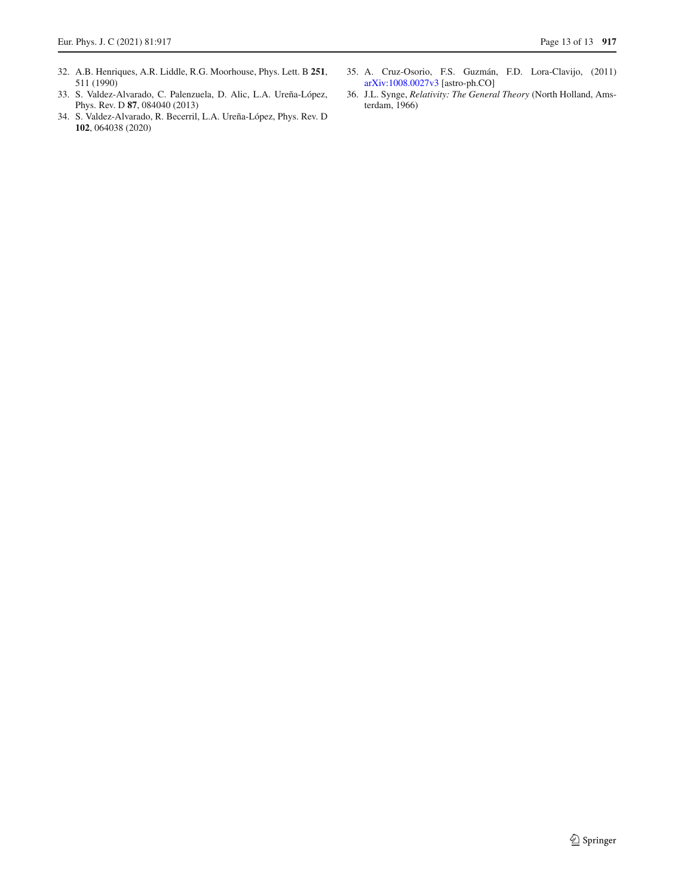32. A.B. Henriques, A.R. Liddle, R.G. Moorhouse, Phys. Lett. B **251**, 511 (1990)
33. S. Valdez-Alvarado, C. Palenzuela, D. Alic, L.A. Ureña-López, Phys. Rev. D **87**, 084040 (2013)
34. S. Valdez-Alvarado, R. Becerril, L.A. Ureña-López, Phys. Rev. D **102**, 064038 (2020)
35. A. Cruz-Osorio, F.S. Guzmán, F.D. Lora-Clavijo, (2011) arXiv:1008.0027v3 [astro-ph.CO]
36. J.L. Synge, *Relativity: The General Theory* (North Holland, Amsterdam, 1966)